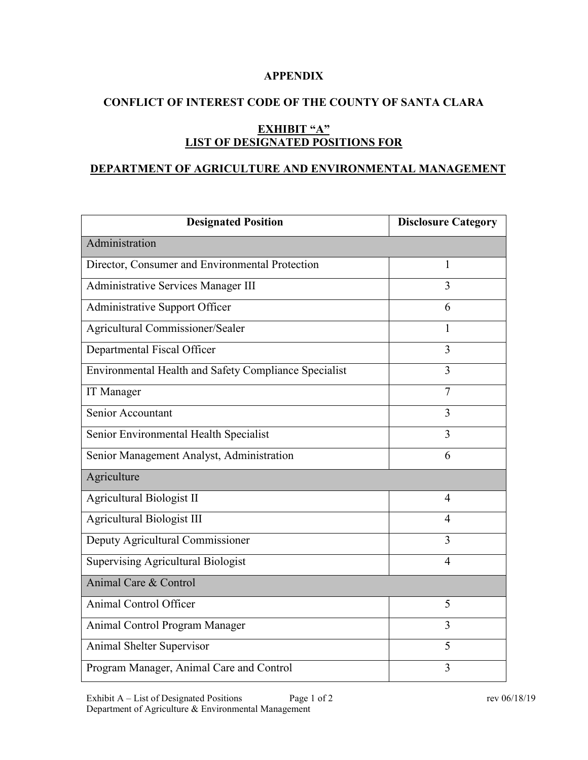# APPENDIX

## CONFLICT OF INTEREST CODE OF THE COUNTY OF SANTA CLARA

## EXHIBIT “A”
## LIST OF DESIGNATED POSITIONS FOR

## DEPARTMENT OF AGRICULTURE AND ENVIRONMENTAL MANAGEMENT

| Designated Position | Disclosure Category |
|---|---|
| Administration | |
| Director, Consumer and Environmental Protection | 1 |
| Administrative Services Manager III | 3 |
| Administrative Support Officer | 6 |
| Agricultural Commissioner/Sealer | 1 |
| Departmental Fiscal Officer | 3 |
| Environmental Health and Safety Compliance Specialist | 3 |
| IT Manager | 7 |
| Senior Accountant | 3 |
| Senior Environmental Health Specialist | 3 |
| Senior Management Analyst, Administration | 6 |
| Agriculture | |
| Agricultural Biologist II | 4 |
| Agricultural Biologist III | 4 |
| Deputy Agricultural Commissioner | 3 |
| Supervising Agricultural Biologist | 4 |
| Animal Care & Control | |
| Animal Control Officer | 5 |
| Animal Control Program Manager | 3 |
| Animal Shelter Supervisor | 5 |
| Program Manager, Animal Care and Control | 3 |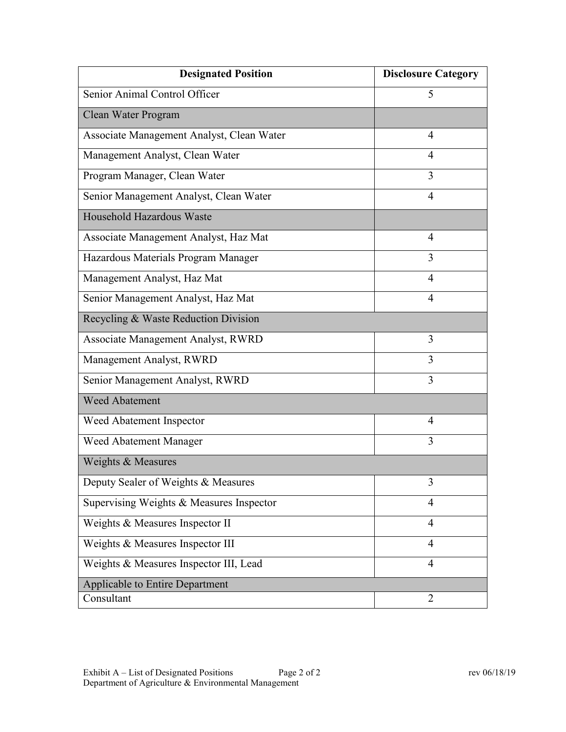| Designated Position | Disclosure Category |
| --- | --- |
| Senior Animal Control Officer | 5 |
| Clean Water Program | |
| Associate Management Analyst, Clean Water | 4 |
| Management Analyst, Clean Water | 4 |
| Program Manager, Clean Water | 3 |
| Senior Management Analyst, Clean Water | 4 |
| Household Hazardous Waste | |
| Associate Management Analyst, Haz Mat | 4 |
| Hazardous Materials Program Manager | 3 |
| Management Analyst, Haz Mat | 4 |
| Senior Management Analyst, Haz Mat | 4 |
| Recycling & Waste Reduction Division | |
| Associate Management Analyst, RWRD | 3 |
| Management Analyst, RWRD | 3 |
| Senior Management Analyst, RWRD | 3 |
| Weed Abatement | |
| Weed Abatement Inspector | 4 |
| Weed Abatement Manager | 3 |
| Weights & Measures | |
| Deputy Sealer of Weights & Measures | 3 |
| Supervising Weights & Measures Inspector | 4 |
| Weights & Measures Inspector II | 4 |
| Weights & Measures Inspector III | 4 |
| Weights & Measures Inspector III, Lead | 4 |
| Applicable to Entire Department | |
| Consultant | 2 |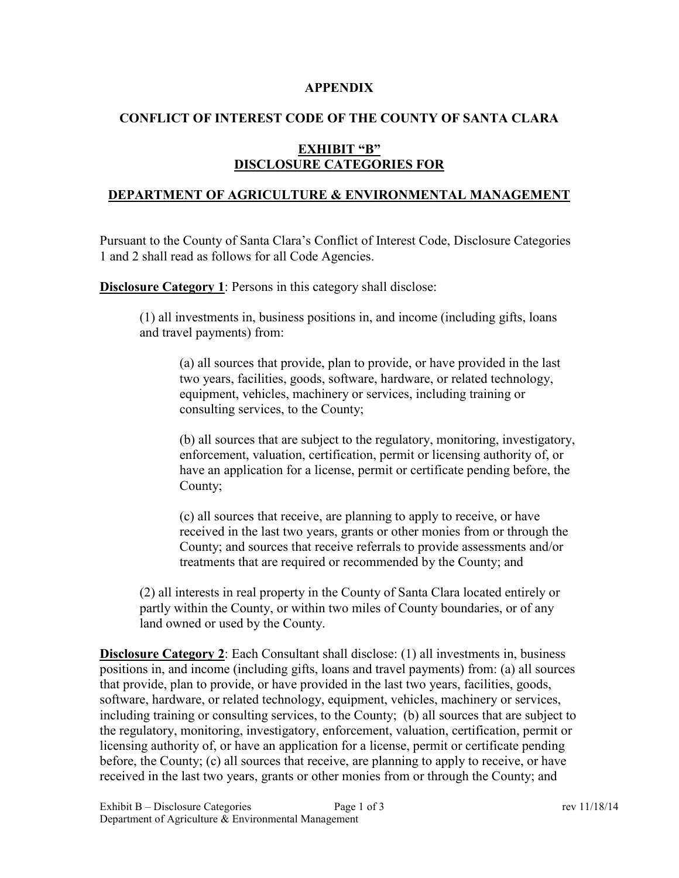**APPENDIX**

**CONFLICT OF INTEREST CODE OF THE COUNTY OF SANTA CLARA**

**EXHIBIT "B"**
**DISCLOSURE CATEGORIES FOR**

**DEPARTMENT OF AGRICULTURE & ENVIRONMENTAL MANAGEMENT**

Pursuant to the County of Santa Clara's Conflict of Interest Code, Disclosure Categories 1 and 2 shall read as follows for all Code Agencies.

**Disclosure Category 1**: Persons in this category shall disclose:

> (1) all investments in, business positions in, and income (including gifts, loans and travel payments) from:
>
> > (a) all sources that provide, plan to provide, or have provided in the last two years, facilities, goods, software, hardware, or related technology, equipment, vehicles, machinery or services, including training or consulting services, to the County;
> >
> > (b) all sources that are subject to the regulatory, monitoring, investigatory, enforcement, valuation, certification, permit or licensing authority of, or have an application for a license, permit or certificate pending before, the County;
> >
> > (c) all sources that receive, are planning to apply to receive, or have received in the last two years, grants or other monies from or through the County; and sources that receive referrals to provide assessments and/or treatments that are required or recommended by the County; and
>
> (2) all interests in real property in the County of Santa Clara located entirely or partly within the County, or within two miles of County boundaries, or of any land owned or used by the County.

**Disclosure Category 2**: Each Consultant shall disclose: (1) all investments in, business positions in, and income (including gifts, loans and travel payments) from: (a) all sources that provide, plan to provide, or have provided in the last two years, facilities, goods, software, hardware, or related technology, equipment, vehicles, machinery or services, including training or consulting services, to the County; (b) all sources that are subject to the regulatory, monitoring, investigatory, enforcement, valuation, certification, permit or licensing authority of, or have an application for a license, permit or certificate pending before, the County; (c) all sources that receive, are planning to apply to receive, or have received in the last two years, grants or other monies from or through the County; and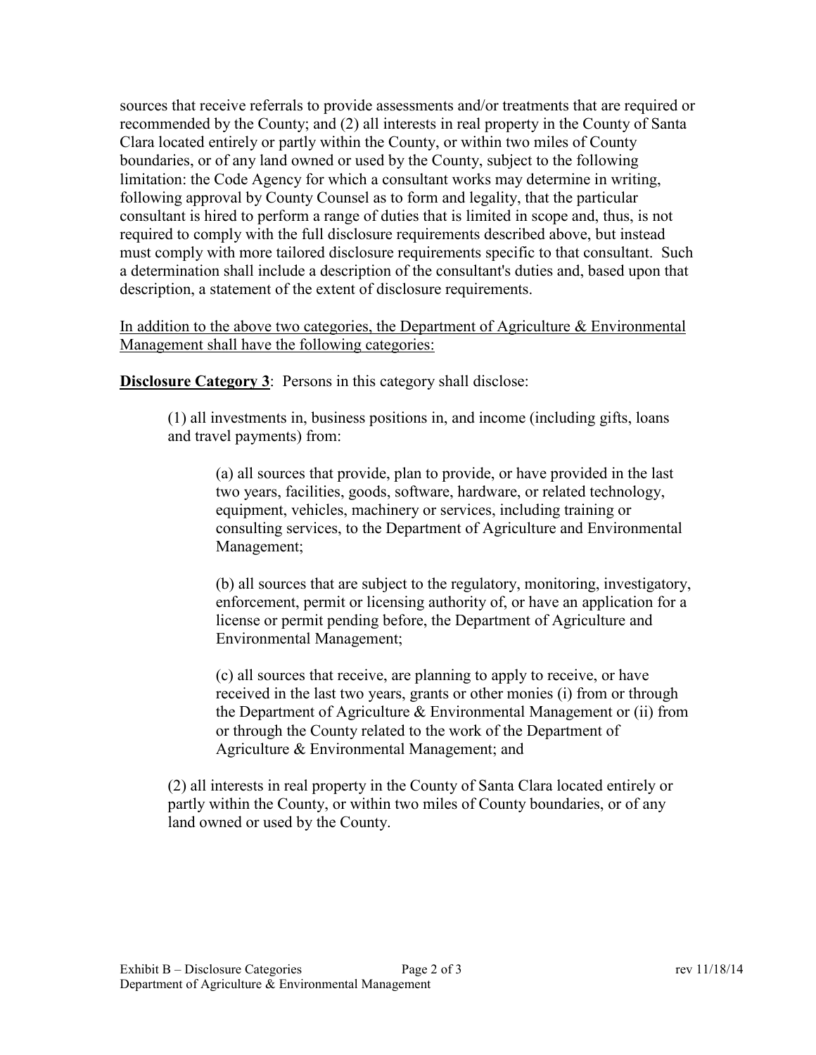sources that receive referrals to provide assessments and/or treatments that are required or recommended by the County; and (2) all interests in real property in the County of Santa Clara located entirely or partly within the County, or within two miles of County boundaries, or of any land owned or used by the County, subject to the following limitation: the Code Agency for which a consultant works may determine in writing, following approval by County Counsel as to form and legality, that the particular consultant is hired to perform a range of duties that is limited in scope and, thus, is not required to comply with the full disclosure requirements described above, but instead must comply with more tailored disclosure requirements specific to that consultant. Such a determination shall include a description of the consultant's duties and, based upon that description, a statement of the extent of disclosure requirements.

<u>In addition to the above two categories, the Department of Agriculture & Environmental Management shall have the following categories:</u>

**<u>Disclosure Category 3</u>**: Persons in this category shall disclose:

> (1) all investments in, business positions in, and income (including gifts, loans and travel payments) from:
>
> > (a) all sources that provide, plan to provide, or have provided in the last two years, facilities, goods, software, hardware, or related technology, equipment, vehicles, machinery or services, including training or consulting services, to the Department of Agriculture and Environmental Management;
> >
> > (b) all sources that are subject to the regulatory, monitoring, investigatory, enforcement, permit or licensing authority of, or have an application for a license or permit pending before, the Department of Agriculture and Environmental Management;
> >
> > (c) all sources that receive, are planning to apply to receive, or have received in the last two years, grants or other monies (i) from or through the Department of Agriculture & Environmental Management or (ii) from or through the County related to the work of the Department of Agriculture & Environmental Management; and
>
> (2) all interests in real property in the County of Santa Clara located entirely or partly within the County, or within two miles of County boundaries, or of any land owned or used by the County.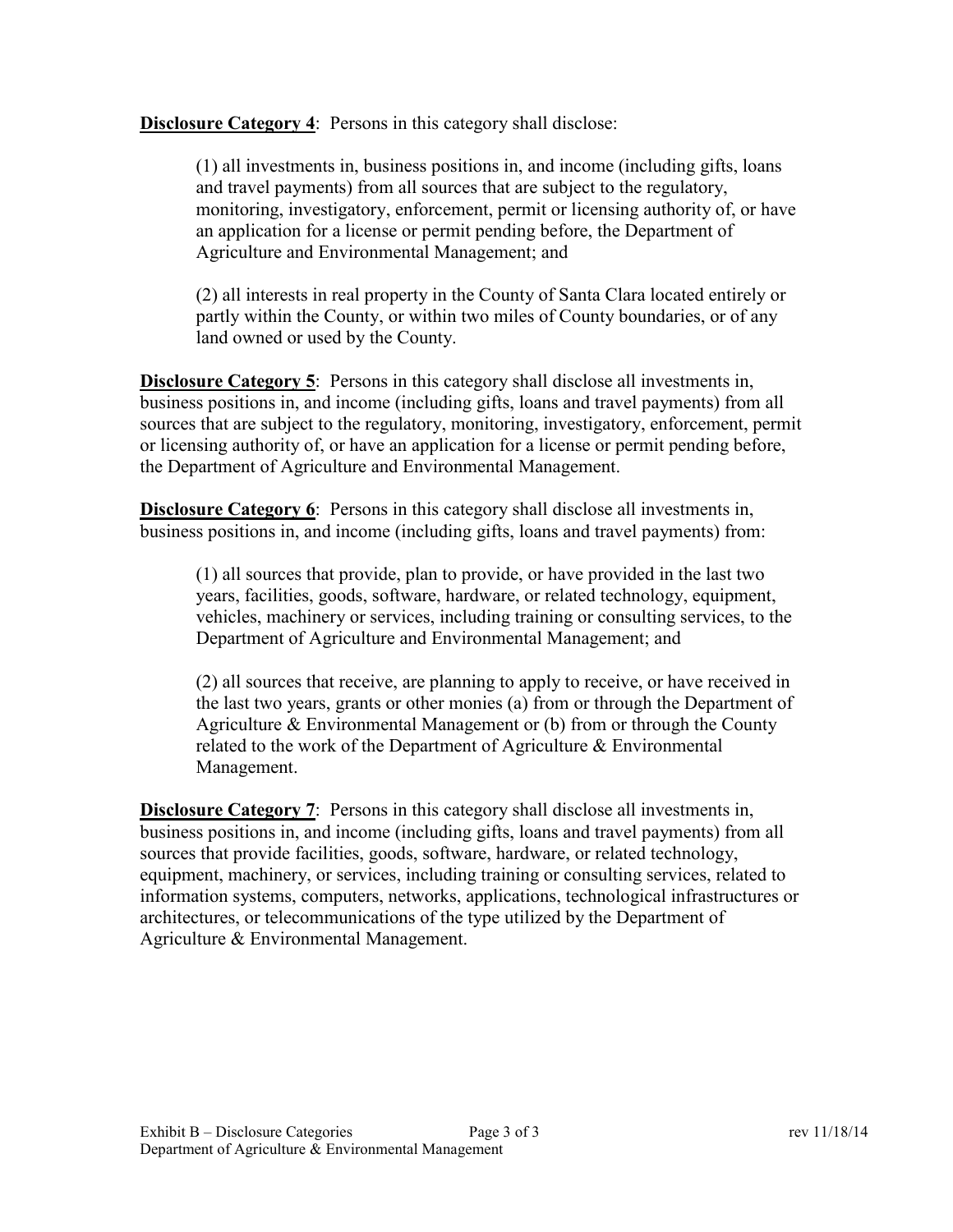**Disclosure Category 4**: Persons in this category shall disclose:

(1) all investments in, business positions in, and income (including gifts, loans and travel payments) from all sources that are subject to the regulatory, monitoring, investigatory, enforcement, permit or licensing authority of, or have an application for a license or permit pending before, the Department of Agriculture and Environmental Management; and

(2) all interests in real property in the County of Santa Clara located entirely or partly within the County, or within two miles of County boundaries, or of any land owned or used by the County.

**Disclosure Category 5**: Persons in this category shall disclose all investments in, business positions in, and income (including gifts, loans and travel payments) from all sources that are subject to the regulatory, monitoring, investigatory, enforcement, permit or licensing authority of, or have an application for a license or permit pending before, the Department of Agriculture and Environmental Management.

**Disclosure Category 6**: Persons in this category shall disclose all investments in, business positions in, and income (including gifts, loans and travel payments) from:

(1) all sources that provide, plan to provide, or have provided in the last two years, facilities, goods, software, hardware, or related technology, equipment, vehicles, machinery or services, including training or consulting services, to the Department of Agriculture and Environmental Management; and

(2) all sources that receive, are planning to apply to receive, or have received in the last two years, grants or other monies (a) from or through the Department of Agriculture & Environmental Management or (b) from or through the County related to the work of the Department of Agriculture & Environmental Management.

**Disclosure Category 7**: Persons in this category shall disclose all investments in, business positions in, and income (including gifts, loans and travel payments) from all sources that provide facilities, goods, software, hardware, or related technology, equipment, machinery, or services, including training or consulting services, related to information systems, computers, networks, applications, technological infrastructures or architectures, or telecommunications of the type utilized by the Department of Agriculture & Environmental Management.